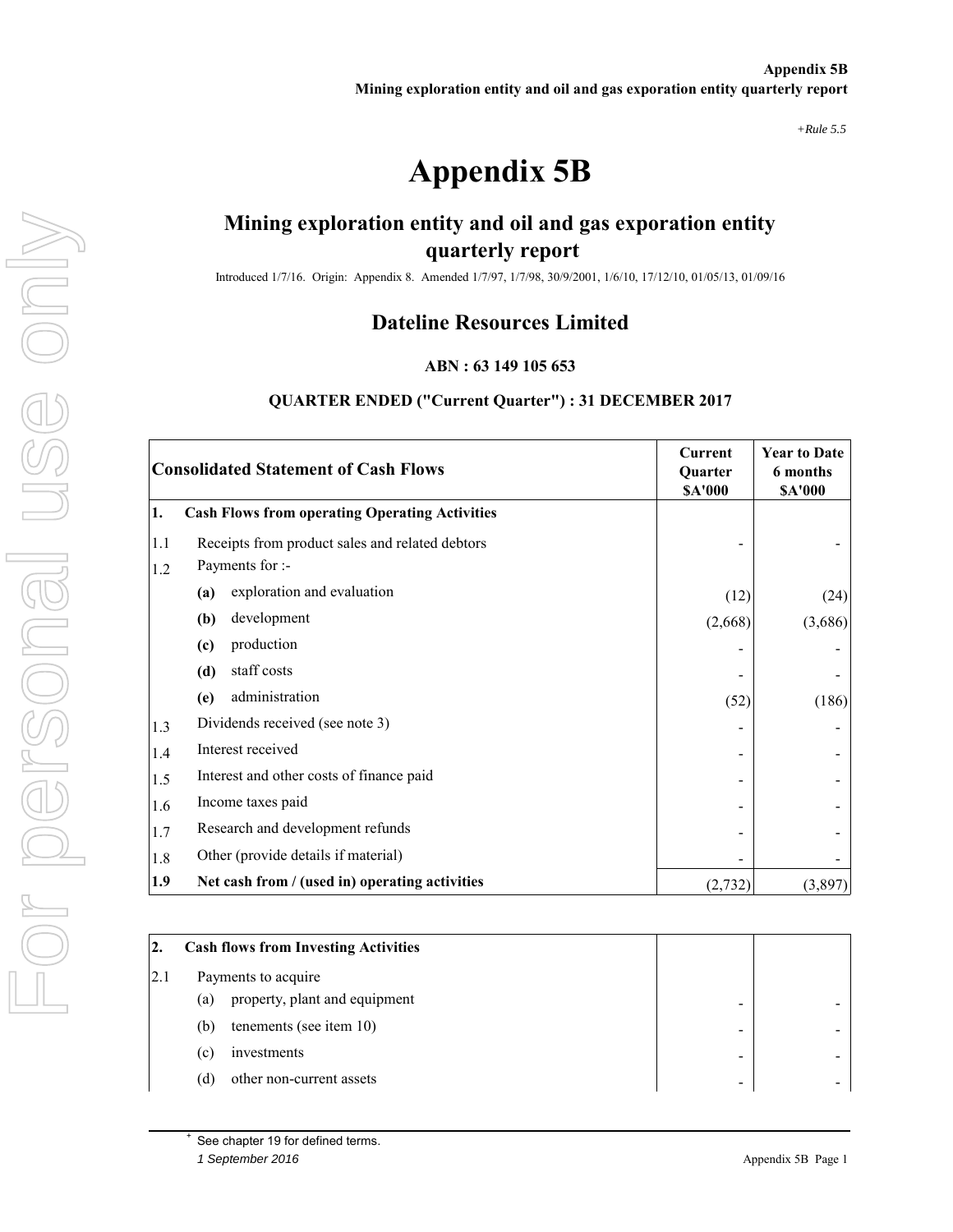*+Rule 5.5*

# Appendix 5B

## Mining exploration entity and oil and gas exporation entity quarterly report

Introduced 1/7/16. Origin: Appendix 8. Amended 1/7/97, 1/7/98, 30/9/2001, 1/6/10, 17/12/10, 01/05/13, 01/09/16

## Dateline Resources Limited

**ABN : 63 149 105 653**

**QUARTER ENDED ("Current Quarter") : 31 DECEMBER 2017**

| **Consolidated Statement of Cash Flows** | | | **Current Quarter $A'000** | **Year to Date 6 months $A'000** |
|---|---|---|---|---|
| **1.** | **Cash Flows from operating Operating Activities** | | | |
| 1.1 | Receipts from product sales and related debtors | | - | - |
| 1.2 | Payments for :- | | | |
| | **(a)** | exploration and evaluation | (12) | (24) |
| | **(b)** | development | (2,668) | (3,686) |
| | **(c)** | production | - | - |
| | **(d)** | staff costs | - | - |
| | **(e)** | administration | (52) | (186) |
| 1.3 | Dividends received (see note 3) | | - | - |
| 1.4 | Interest received | | - | - |
| 1.5 | Interest and other costs of finance paid | | - | - |
| 1.6 | Income taxes paid | | - | - |
| 1.7 | Research and development refunds | | - | - |
| 1.8 | Other (provide details if material) | | - | - |
| **1.9** | **Net cash from / (used in) operating activities** | | (2,732) | (3,897) |

| | | | | |
|---|---|---|---|---|
| **2.** | **Cash flows from Investing Activities** | | | |
| 2.1 | Payments to acquire | | | |
| | (a) | property, plant and equipment | - | - |
| | (b) | tenements (see item 10) | - | - |
| | (c) | investments | - | - |
| | (d) | other non-current assets | - | - |

+ See chapter 19 for defined terms.
*1 September 2016*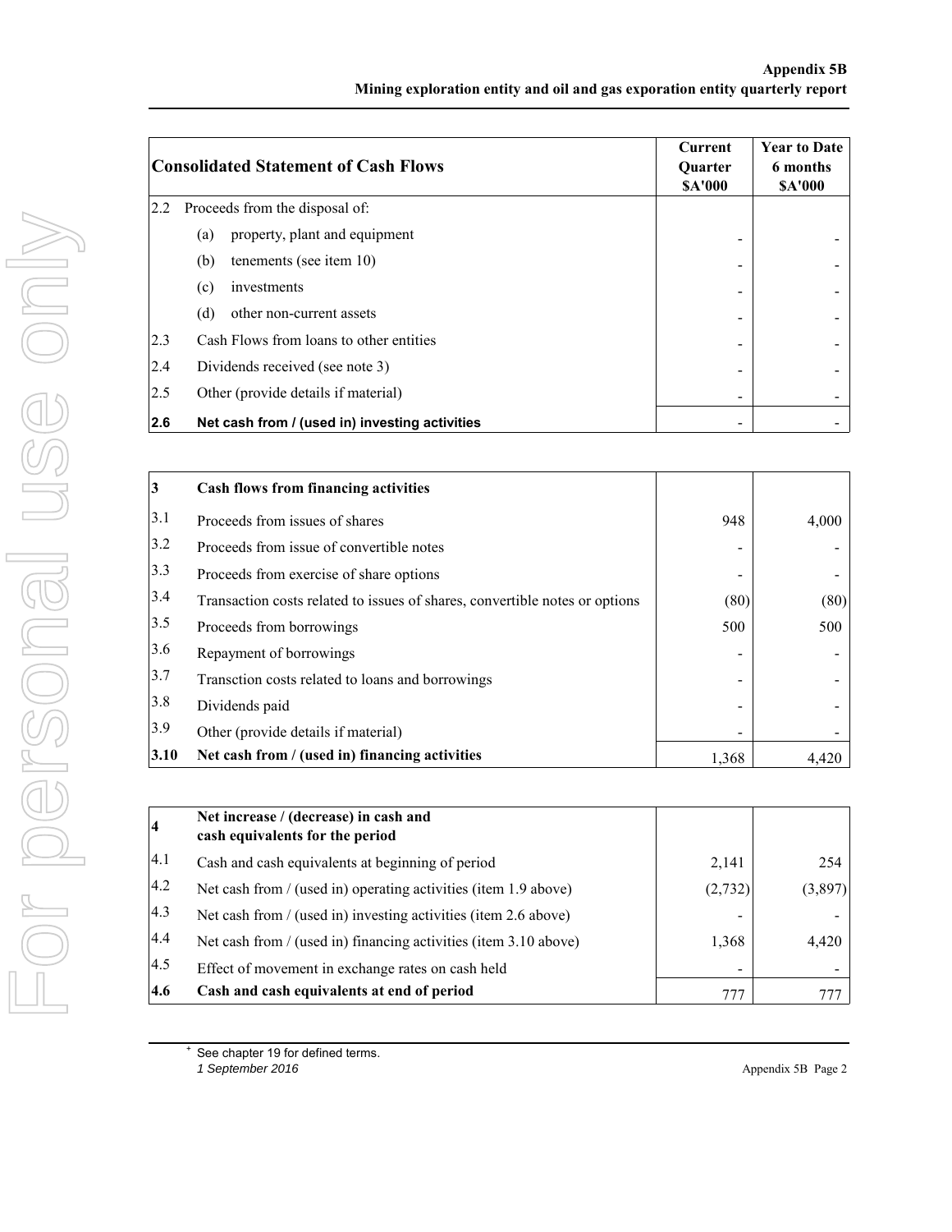| Consolidated Statement of Cash Flows | | Current Quarter $A'000 | Year to Date 6 months $A'000 |
|---|---|---|---|
| 2.2 | Proceeds from the disposal of: | | |
| | (a) property, plant and equipment | - | - |
| | (b) tenements (see item 10) | - | - |
| | (c) investments | - | - |
| | (d) other non-current assets | - | - |
| 2.3 | Cash Flows from loans to other entities | - | - |
| 2.4 | Dividends received (see note 3) | - | - |
| 2.5 | Other (provide details if material) | - | - |
| **2.6** | **Net cash from / (used in) investing activities** | - | - |

| **3** | **Cash flows from financing activities** | | |
|---|---|---|---|
| 3.1 | Proceeds from issues of shares | 948 | 4,000 |
| 3.2 | Proceeds from issue of convertible notes | - | - |
| 3.3 | Proceeds from exercise of share options | - | - |
| 3.4 | Transaction costs related to issues of shares, convertible notes or options | (80) | (80) |
| 3.5 | Proceeds from borrowings | 500 | 500 |
| 3.6 | Repayment of borrowings | - | - |
| 3.7 | Transction costs related to loans and borrowings | - | - |
| 3.8 | Dividends paid | - | - |
| 3.9 | Other (provide details if material) | - | - |
| **3.10** | **Net cash from / (used in) financing activities** | 1,368 | 4,420 |

| **4** | **Net increase / (decrease) in cash and cash equivalents for the period** | | |
|---|---|---|---|
| 4.1 | Cash and cash equivalents at beginning of period | 2,141 | 254 |
| 4.2 | Net cash from / (used in) operating activities (item 1.9 above) | (2,732) | (3,897) |
| 4.3 | Net cash from / (used in) investing activities (item 2.6 above) | - | - |
| 4.4 | Net cash from / (used in) financing activities (item 3.10 above) | 1,368 | 4,420 |
| 4.5 | Effect of movement in exchange rates on cash held | - | - |
| **4.6** | **Cash and cash equivalents at end of period** | 777 | 777 |

+ See chapter 19 for defined terms.
*1 September 2016*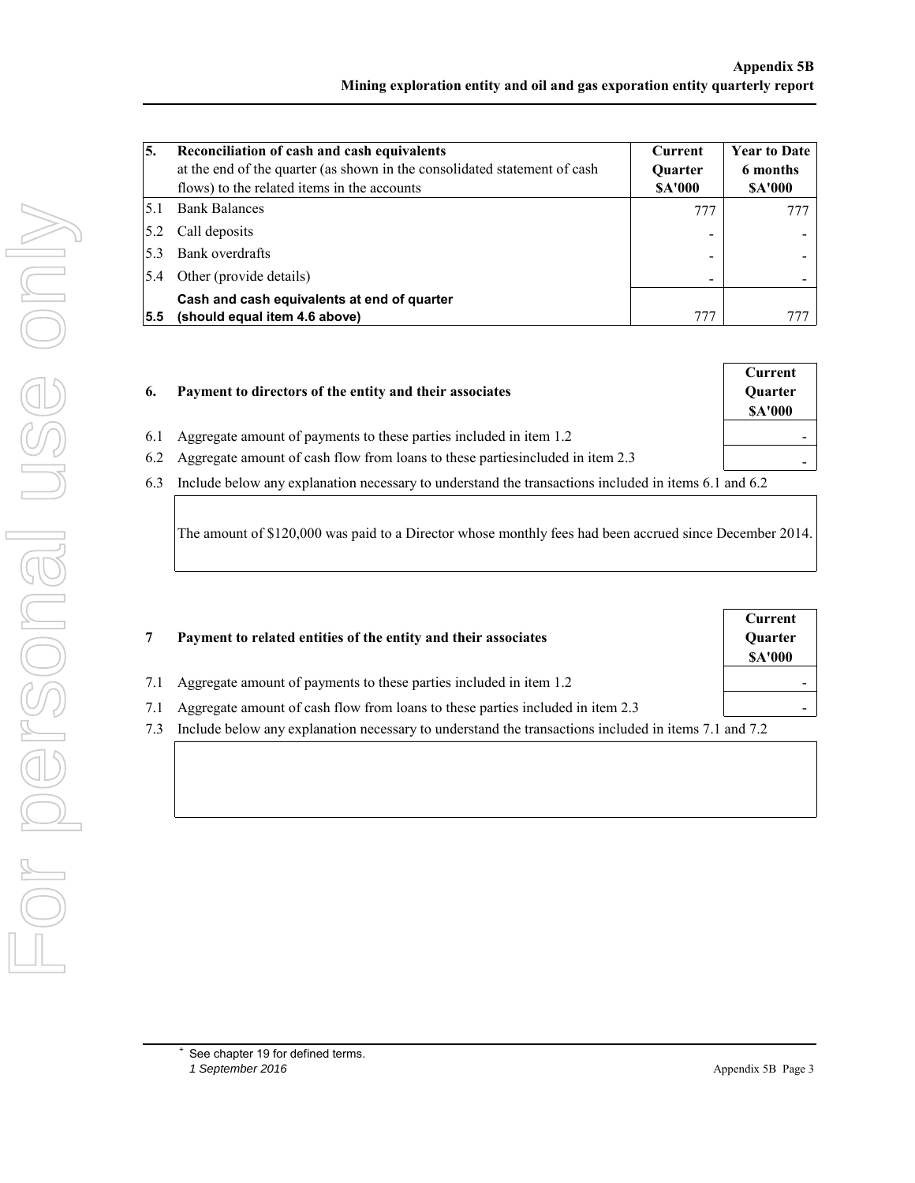| 5. | Reconciliation of cash and cash equivalents at the end of the quarter (as shown in the consolidated statement of cash flows) to the related items in the accounts | Current Quarter $A'000 | Year to Date 6 months $A'000 |
|---|---|---|---|
| 5.1 | Bank Balances | 777 | 777 |
| 5.2 | Call deposits | - | - |
| 5.3 | Bank overdrafts | - | - |
| 5.4 | Other (provide details) | - | - |
| **5.5** | **Cash and cash equivalents at end of quarter (should equal item 4.6 above)** | 777 | 777 |

| 6. | Payment to directors of the entity and their associates | Current Quarter $A'000 |
|---|---|---|
| 6.1 | Aggregate amount of payments to these parties included in item 1.2 | - |
| 6.2 | Aggregate amount of cash flow from loans to these partiesincluded in item 2.3 | - |

6.3 Include below any explanation necessary to understand the transactions included in items 6.1 and 6.2

The amount of $120,000 was paid to a Director whose monthly fees had been accrued since December 2014.

| 7 | Payment to related entities of the entity and their associates | Current Quarter $A'000 |
|---|---|---|
| 7.1 | Aggregate amount of payments to these parties included in item 1.2 | - |
| 7.1 | Aggregate amount of cash flow from loans to these parties included in item 2.3 | - |

7.3 Include below any explanation necessary to understand the transactions included in items 7.1 and 7.2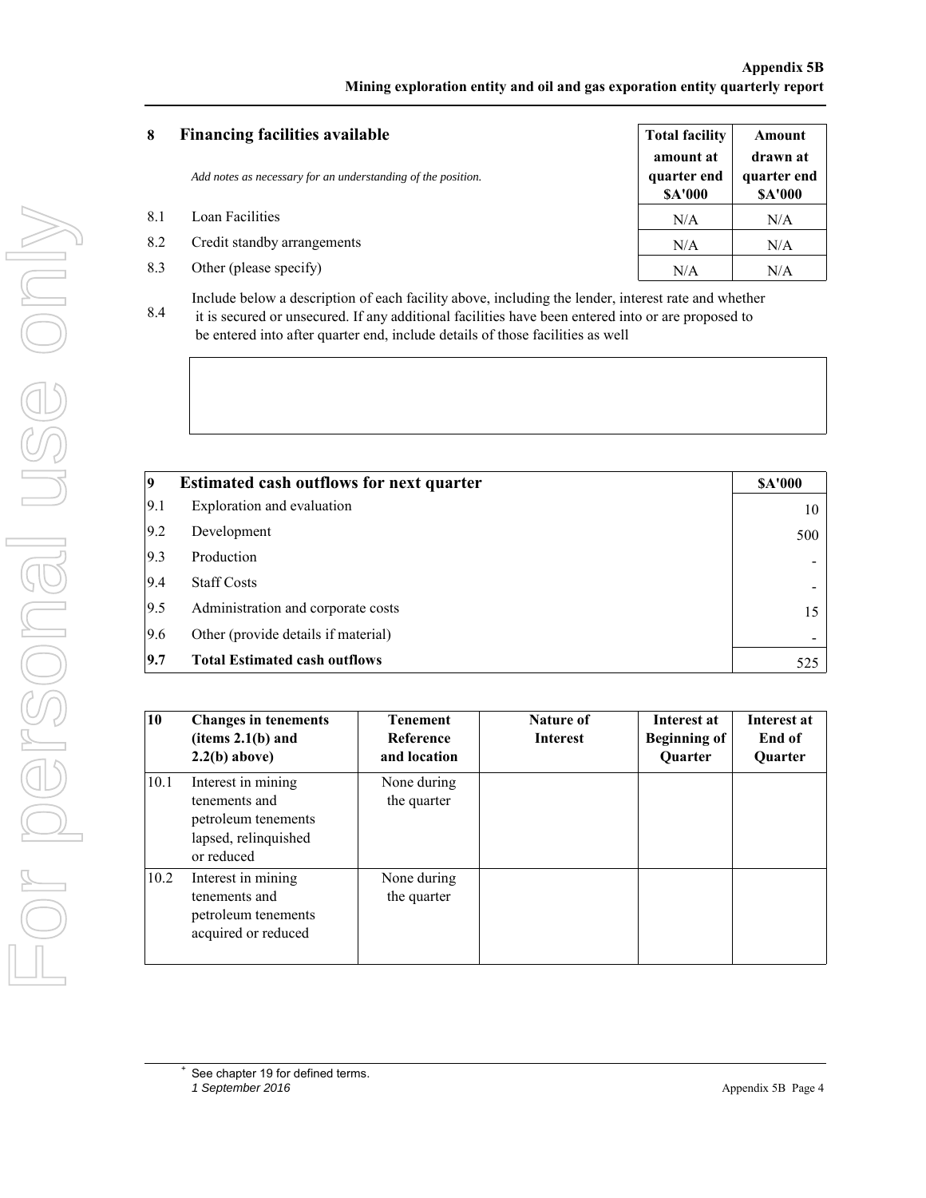| 8 | Financing facilities available | Total facility amount at quarter end $A'000 | Amount drawn at quarter end $A'000 |
|---|---|---|---|
| | *Add notes as necessary for an understanding of the position.* | | |
| 8.1 | Loan Facilities | N/A | N/A |
| 8.2 | Credit standby arrangements | N/A | N/A |
| 8.3 | Other (please specify) | N/A | N/A |

8.4 Include below a description of each facility above, including the lender, interest rate and whether it is secured or unsecured. If any additional facilities have been entered into or are proposed to be entered into after quarter end, include details of those facilities as well

| 9 | Estimated cash outflows for next quarter | $A'000 |
|---|---|---|
| 9.1 | Exploration and evaluation | 10 |
| 9.2 | Development | 500 |
| 9.3 | Production | - |
| 9.4 | Staff Costs | - |
| 9.5 | Administration and corporate costs | 15 |
| 9.6 | Other (provide details if material) | - |
| **9.7** | **Total Estimated cash outflows** | 525 |

| 10 | Changes in tenements (items 2.1(b) and 2.2(b) above) | Tenement Reference and location | Nature of Interest | Interest at Beginning of Quarter | Interest at End of Quarter |
|---|---|---|---|---|---|
| 10.1 | Interest in mining tenements and petroleum tenements lapsed, relinquished or reduced | None during the quarter | | | |
| 10.2 | Interest in mining tenements and petroleum tenements acquired or reduced | None during the quarter | | | |

+ See chapter 19 for defined terms.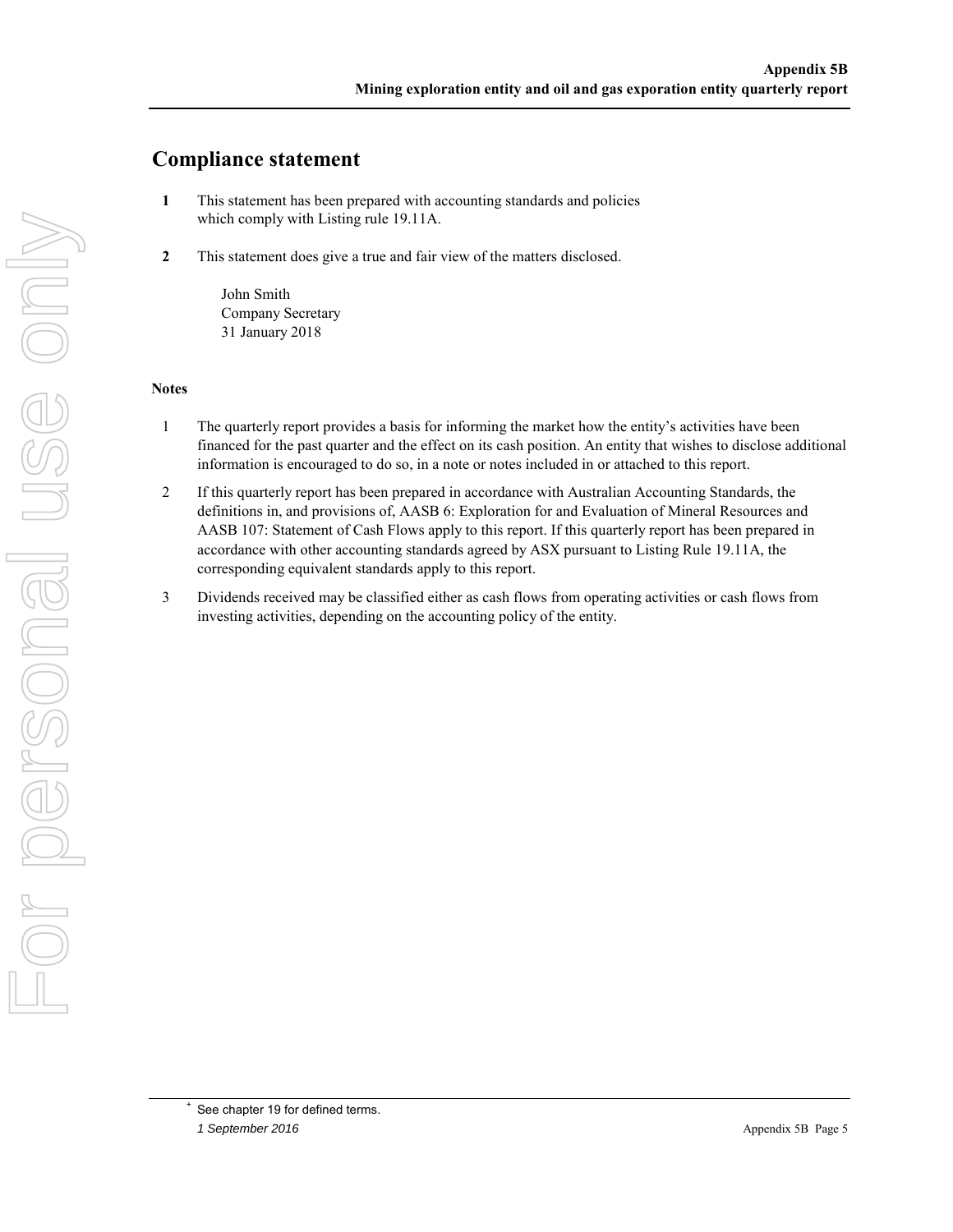## Compliance statement

**1** This statement has been prepared with accounting standards and policies which comply with Listing rule 19.11A.

**2** This statement does give a true and fair view of the matters disclosed.

John Smith
Company Secretary
31 January 2018

**Notes**

1. The quarterly report provides a basis for informing the market how the entity's activities have been financed for the past quarter and the effect on its cash position. An entity that wishes to disclose additional information is encouraged to do so, in a note or notes included in or attached to this report.
2. If this quarterly report has been prepared in accordance with Australian Accounting Standards, the definitions in, and provisions of, AASB 6: Exploration for and Evaluation of Mineral Resources and AASB 107: Statement of Cash Flows apply to this report. If this quarterly report has been prepared in accordance with other accounting standards agreed by ASX pursuant to Listing Rule 19.11A, the corresponding equivalent standards apply to this report.
3. Dividends received may be classified either as cash flows from operating activities or cash flows from investing activities, depending on the accounting policy of the entity.